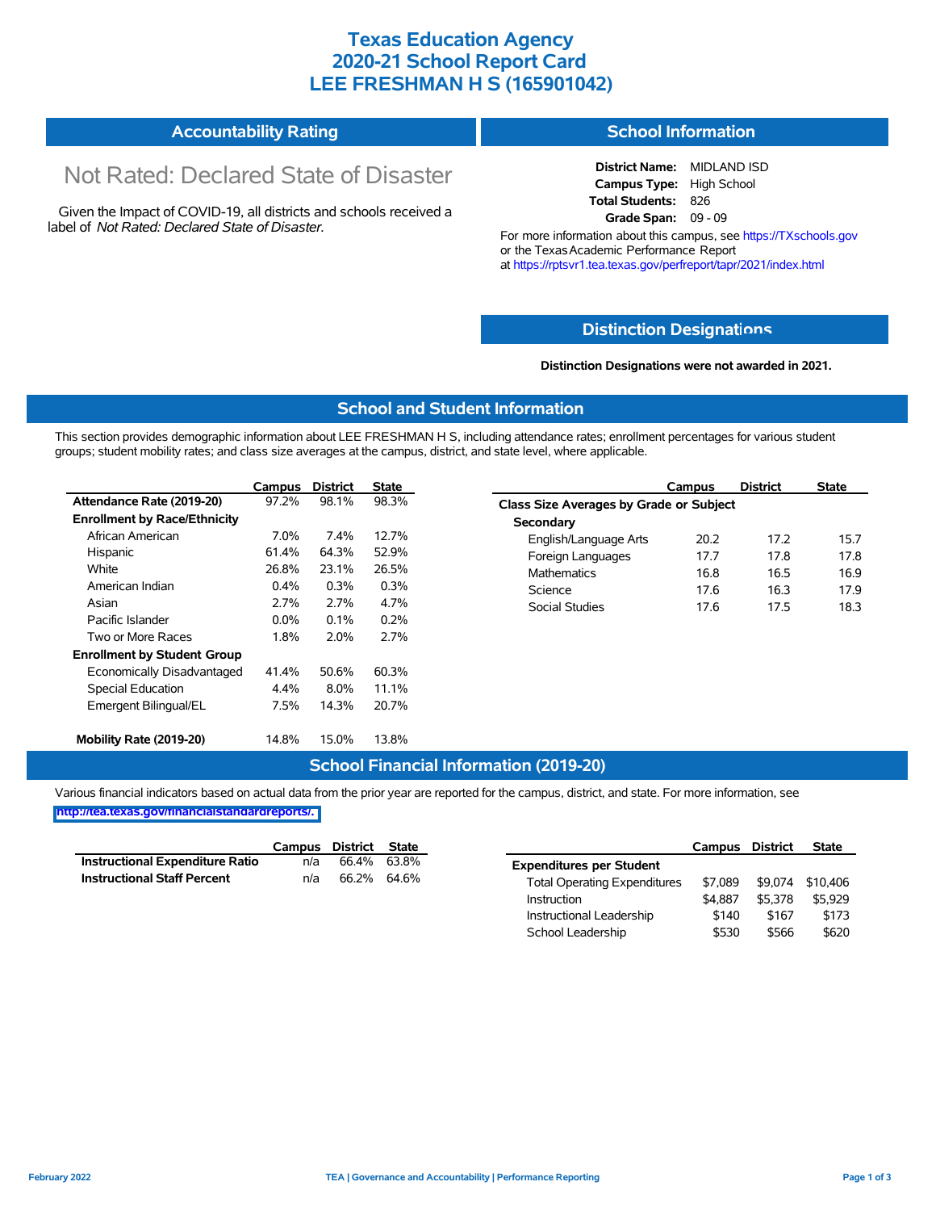# Texas Education Agency
# 2020-21 School Report Card
# LEE FRESHMAN H S (165901042)

## Accountability Rating

Not Rated: Declared State of Disaster

Given the Impact of COVID-19, all districts and schools received a label of *Not Rated: Declared State of Disaster*.

## School Information

**District Name:** MIDLAND ISD
**Campus Type:** High School
**Total Students:** 826
**Grade Span:** 09 - 09

For more information about this campus, see https://TXschools.gov or the Texas Academic Performance Report at https://rptsvr1.tea.texas.gov/perfreport/tapr/2021/index.html

## Distinction Designations

**Distinction Designations were not awarded in 2021.**

## School and Student Information

This section provides demographic information about LEE FRESHMAN H S, including attendance rates; enrollment percentages for various student groups; student mobility rates; and class size averages at the campus, district, and state level, where applicable.

| | Campus | District | State |
|---|---|---|---|
| **Attendance Rate (2019-20)** | 97.2% | 98.1% | 98.3% |
| **Enrollment by Race/Ethnicity** | | | |
| African American | 7.0% | 7.4% | 12.7% |
| Hispanic | 61.4% | 64.3% | 52.9% |
| White | 26.8% | 23.1% | 26.5% |
| American Indian | 0.4% | 0.3% | 0.3% |
| Asian | 2.7% | 2.7% | 4.7% |
| Pacific Islander | 0.0% | 0.1% | 0.2% |
| Two or More Races | 1.8% | 2.0% | 2.7% |
| **Enrollment by Student Group** | | | |
| Economically Disadvantaged | 41.4% | 50.6% | 60.3% |
| Special Education | 4.4% | 8.0% | 11.1% |
| Emergent Bilingual/EL | 7.5% | 14.3% | 20.7% |
| **Mobility Rate (2019-20)** | 14.8% | 15.0% | 13.8% |

| | Campus | District | State |
|---|---|---|---|
| **Class Size Averages by Grade or Subject** | | | |
| **Secondary** | | | |
| English/Language Arts | 20.2 | 17.2 | 15.7 |
| Foreign Languages | 17.7 | 17.8 | 17.8 |
| Mathematics | 16.8 | 16.5 | 16.9 |
| Science | 17.6 | 16.3 | 17.9 |
| Social Studies | 17.6 | 17.5 | 18.3 |

## School Financial Information (2019-20)

Various financial indicators based on actual data from the prior year are reported for the campus, district, and state. For more information, see http://tea.texas.gov/financialstandardreports/.

| | Campus | District | State |
|---|---|---|---|
| **Instructional Expenditure Ratio** | n/a | 66.4% | 63.8% |
| **Instructional Staff Percent** | n/a | 66.2% | 64.6% |

| | Campus | District | State |
|---|---|---|---|
| **Expenditures per Student** | | | |
| Total Operating Expenditures | $7,089 | $9,074 | $10,406 |
| Instruction | $4,887 | $5,378 | $5,929 |
| Instructional Leadership | $140 | $167 | $173 |
| School Leadership | $530 | $566 | $620 |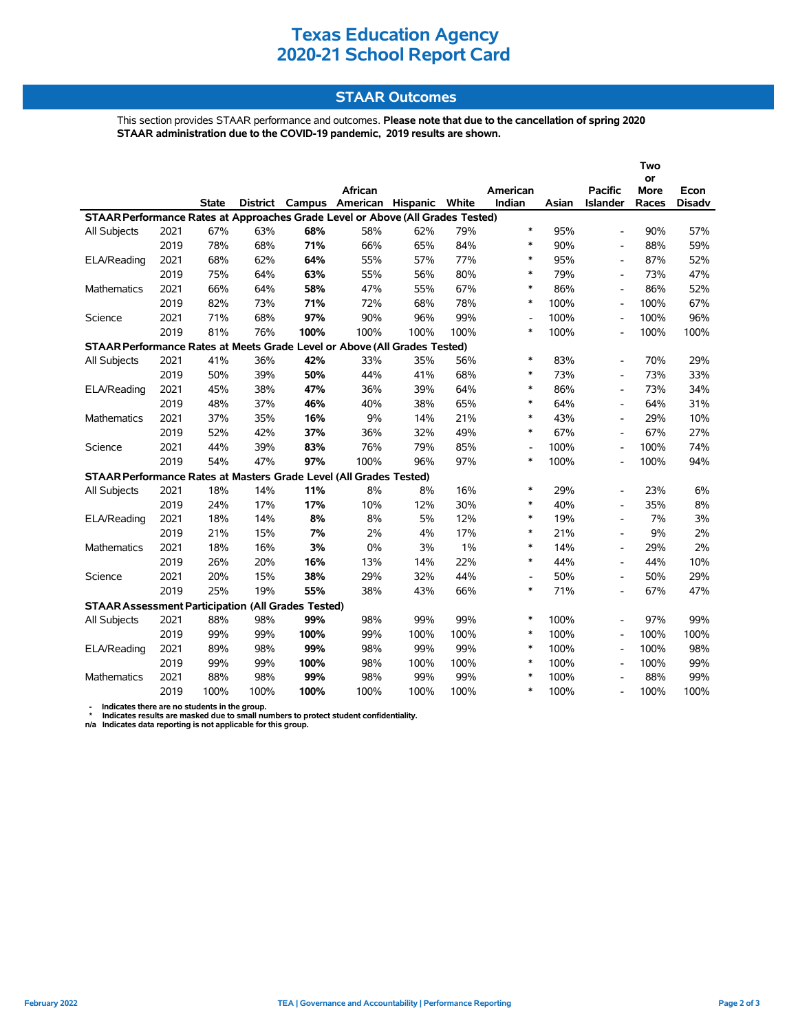# Texas Education Agency
# 2020-21 School Report Card

## STAAR Outcomes

This section provides STAAR performance and outcomes. **Please note that due to the cancellation of spring 2020 STAAR administration due to the COVID-19 pandemic, 2019 results are shown.**

| | | State | District | Campus | African American | Hispanic | White | American Indian | Asian | Pacific Islander | Two or More Races | Econ Disadv |
|---|---|---|---|---|---|---|---|---|---|---|---|---|
| **STAAR Performance Rates at Approaches Grade Level or Above (All Grades Tested)** | | | | | | | | | | | | |
| All Subjects | 2021 | 67% | 63% | **68%** | 58% | 62% | 79% | * | 95% | - | 90% | 57% |
| | 2019 | 78% | 68% | **71%** | 66% | 65% | 84% | * | 90% | - | 88% | 59% |
| ELA/Reading | 2021 | 68% | 62% | **64%** | 55% | 57% | 77% | * | 95% | - | 87% | 52% |
| | 2019 | 75% | 64% | **63%** | 55% | 56% | 80% | * | 79% | - | 73% | 47% |
| Mathematics | 2021 | 66% | 64% | **58%** | 47% | 55% | 67% | * | 86% | - | 86% | 52% |
| | 2019 | 82% | 73% | **71%** | 72% | 68% | 78% | * | 100% | - | 100% | 67% |
| Science | 2021 | 71% | 68% | **97%** | 90% | 96% | 99% | - | 100% | - | 100% | 96% |
| | 2019 | 81% | 76% | **100%** | 100% | 100% | 100% | * | 100% | - | 100% | 100% |
| **STAAR Performance Rates at Meets Grade Level or Above (All Grades Tested)** | | | | | | | | | | | | |
| All Subjects | 2021 | 41% | 36% | **42%** | 33% | 35% | 56% | * | 83% | - | 70% | 29% |
| | 2019 | 50% | 39% | **50%** | 44% | 41% | 68% | * | 73% | - | 73% | 33% |
| ELA/Reading | 2021 | 45% | 38% | **47%** | 36% | 39% | 64% | * | 86% | - | 73% | 34% |
| | 2019 | 48% | 37% | **46%** | 40% | 38% | 65% | * | 64% | - | 64% | 31% |
| Mathematics | 2021 | 37% | 35% | **16%** | 9% | 14% | 21% | * | 43% | - | 29% | 10% |
| | 2019 | 52% | 42% | **37%** | 36% | 32% | 49% | * | 67% | - | 67% | 27% |
| Science | 2021 | 44% | 39% | **83%** | 76% | 79% | 85% | - | 100% | - | 100% | 74% |
| | 2019 | 54% | 47% | **97%** | 100% | 96% | 97% | * | 100% | - | 100% | 94% |
| **STAAR Performance Rates at Masters Grade Level (All Grades Tested)** | | | | | | | | | | | | |
| All Subjects | 2021 | 18% | 14% | **11%** | 8% | 8% | 16% | * | 29% | - | 23% | 6% |
| | 2019 | 24% | 17% | **17%** | 10% | 12% | 30% | * | 40% | - | 35% | 8% |
| ELA/Reading | 2021 | 18% | 14% | **8%** | 8% | 5% | 12% | * | 19% | - | 7% | 3% |
| | 2019 | 21% | 15% | **7%** | 2% | 4% | 17% | * | 21% | - | 9% | 2% |
| Mathematics | 2021 | 18% | 16% | **3%** | 0% | 3% | 1% | * | 14% | - | 29% | 2% |
| | 2019 | 26% | 20% | **16%** | 13% | 14% | 22% | * | 44% | - | 44% | 10% |
| Science | 2021 | 20% | 15% | **38%** | 29% | 32% | 44% | - | 50% | - | 50% | 29% |
| | 2019 | 25% | 19% | **55%** | 38% | 43% | 66% | * | 71% | - | 67% | 47% |
| **STAAR Assessment Participation (All Grades Tested)** | | | | | | | | | | | | |
| All Subjects | 2021 | 88% | 98% | **99%** | 98% | 99% | 99% | * | 100% | - | 97% | 99% |
| | 2019 | 99% | 99% | **100%** | 99% | 100% | 100% | * | 100% | - | 100% | 100% |
| ELA/Reading | 2021 | 89% | 98% | **99%** | 98% | 99% | 99% | * | 100% | - | 100% | 98% |
| | 2019 | 99% | 99% | **100%** | 98% | 100% | 100% | * | 100% | - | 100% | 99% |
| Mathematics | 2021 | 88% | 98% | **99%** | 98% | 99% | 99% | * | 100% | - | 88% | 99% |
| | 2019 | 100% | 100% | **100%** | 100% | 100% | 100% | * | 100% | - | 100% | 100% |

- \- Indicates there are no students in the group.
- \* Indicates results are masked due to small numbers to protect student confidentiality.
- n/a Indicates data reporting is not applicable for this group.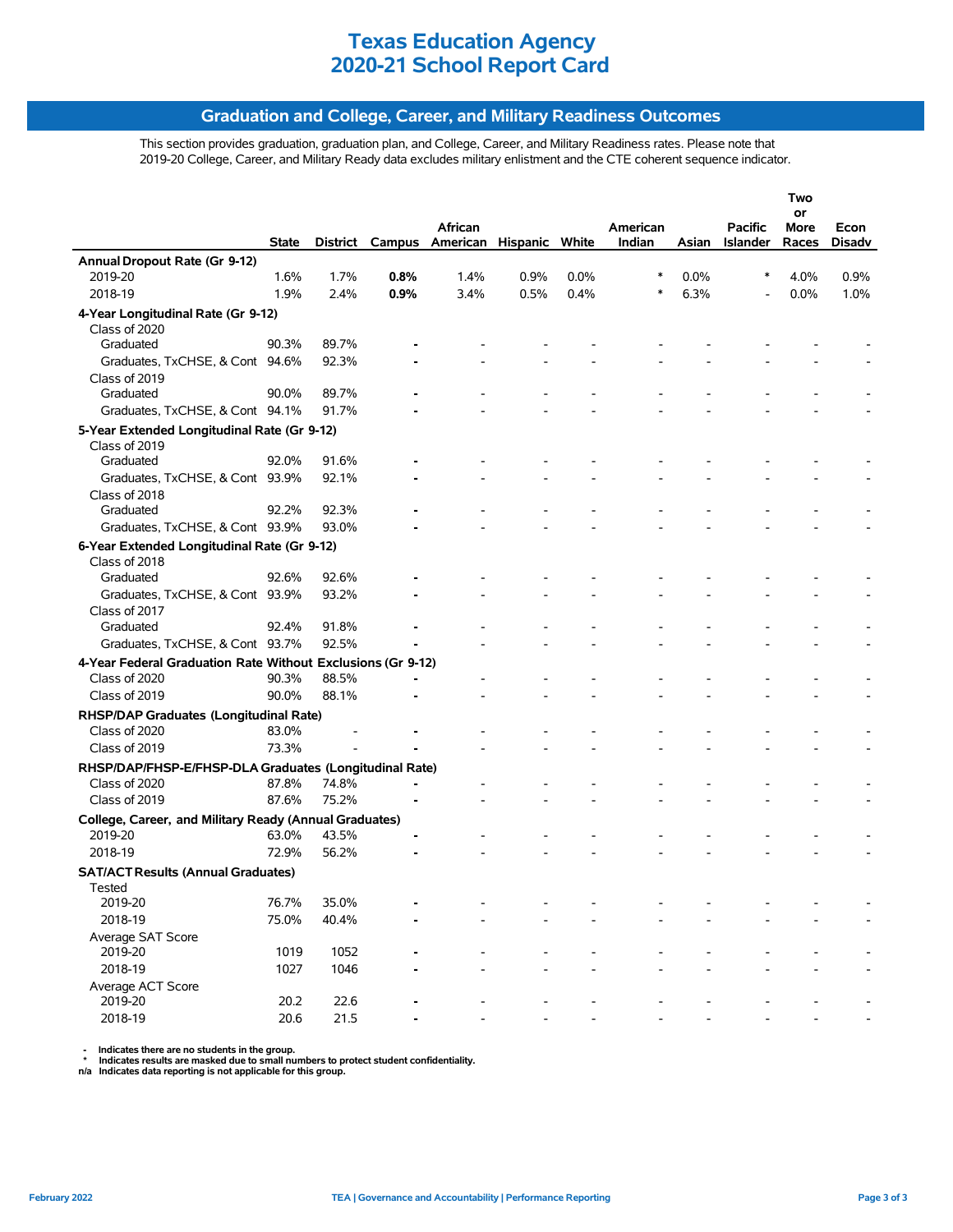# Texas Education Agency
# 2020-21 School Report Card

## Graduation and College, Career, and Military Readiness Outcomes

This section provides graduation, graduation plan, and College, Career, and Military Readiness rates. Please note that 2019-20 College, Career, and Military Ready data excludes military enlistment and the CTE coherent sequence indicator.

| | State | District | Campus | African American | Hispanic | White | American Indian | Asian | Pacific Islander | Two or More Races | Econ Disadv |
|---|---|---|---|---|---|---|---|---|---|---|---|
| **Annual Dropout Rate (Gr 9-12)** | | | | | | | | | | | |
| 2019-20 | 1.6% | 1.7% | **0.8%** | 1.4% | 0.9% | 0.0% | * | 0.0% | * | 4.0% | 0.9% |
| 2018-19 | 1.9% | 2.4% | **0.9%** | 3.4% | 0.5% | 0.4% | * | 6.3% | - | 0.0% | 1.0% |
| **4-Year Longitudinal Rate (Gr 9-12)** | | | | | | | | | | | |
| Class of 2020 | | | | | | | | | | | |
| Graduated | 90.3% | 89.7% | **-** | - | - | - | - | - | - | - | - |
| Graduates, TxCHSE, & Cont | 94.6% | 92.3% | **-** | - | - | - | - | - | - | - | - |
| Class of 2019 | | | | | | | | | | | |
| Graduated | 90.0% | 89.7% | **-** | - | - | - | - | - | - | - | - |
| Graduates, TxCHSE, & Cont | 94.1% | 91.7% | **-** | - | - | - | - | - | - | - | - |
| **5-Year Extended Longitudinal Rate (Gr 9-12)** | | | | | | | | | | | |
| Class of 2019 | | | | | | | | | | | |
| Graduated | 92.0% | 91.6% | **-** | - | - | - | - | - | - | - | - |
| Graduates, TxCHSE, & Cont | 93.9% | 92.1% | **-** | - | - | - | - | - | - | - | - |
| Class of 2018 | | | | | | | | | | | |
| Graduated | 92.2% | 92.3% | **-** | - | - | - | - | - | - | - | - |
| Graduates, TxCHSE, & Cont | 93.9% | 93.0% | **-** | - | - | - | - | - | - | - | - |
| **6-Year Extended Longitudinal Rate (Gr 9-12)** | | | | | | | | | | | |
| Class of 2018 | | | | | | | | | | | |
| Graduated | 92.6% | 92.6% | **-** | - | - | - | - | - | - | - | - |
| Graduates, TxCHSE, & Cont | 93.9% | 93.2% | **-** | - | - | - | - | - | - | - | - |
| Class of 2017 | | | | | | | | | | | |
| Graduated | 92.4% | 91.8% | **-** | - | - | - | - | - | - | - | - |
| Graduates, TxCHSE, & Cont | 93.7% | 92.5% | **-** | - | - | - | - | - | - | - | - |
| **4-Year Federal Graduation Rate Without Exclusions (Gr 9-12)** | | | | | | | | | | | |
| Class of 2020 | 90.3% | 88.5% | **-** | - | - | - | - | - | - | - | - |
| Class of 2019 | 90.0% | 88.1% | **-** | - | - | - | - | - | - | - | - |
| **RHSP/DAP Graduates (Longitudinal Rate)** | | | | | | | | | | | |
| Class of 2020 | 83.0% | - | **-** | - | - | - | - | - | - | - | - |
| Class of 2019 | 73.3% | - | **-** | - | - | - | - | - | - | - | - |
| **RHSP/DAP/FHSP-E/FHSP-DLA Graduates (Longitudinal Rate)** | | | | | | | | | | | |
| Class of 2020 | 87.8% | 74.8% | **-** | - | - | - | - | - | - | - | - |
| Class of 2019 | 87.6% | 75.2% | **-** | - | - | - | - | - | - | - | - |
| **College, Career, and Military Ready (Annual Graduates)** | | | | | | | | | | | |
| 2019-20 | 63.0% | 43.5% | **-** | - | - | - | - | - | - | - | - |
| 2018-19 | 72.9% | 56.2% | **-** | - | - | - | - | - | - | - | - |
| **SAT/ACT Results (Annual Graduates)** | | | | | | | | | | | |
| Tested | | | | | | | | | | | |
| 2019-20 | 76.7% | 35.0% | **-** | - | - | - | - | - | - | - | - |
| 2018-19 | 75.0% | 40.4% | **-** | - | - | - | - | - | - | - | - |
| Average SAT Score | | | | | | | | | | | |
| 2019-20 | 1019 | 1052 | **-** | - | - | - | - | - | - | - | - |
| 2018-19 | 1027 | 1046 | **-** | - | - | - | - | - | - | - | - |
| Average ACT Score | | | | | | | | | | | |
| 2019-20 | 20.2 | 22.6 | **-** | - | - | - | - | - | - | - | - |
| 2018-19 | 20.6 | 21.5 | **-** | - | - | - | - | - | - | - | - |

**-** Indicates there are no students in the group.
**\*** Indicates results are masked due to small numbers to protect student confidentiality.
**n/a** Indicates data reporting is not applicable for this group.

February 2022 | TEA | Governance and Accountability | Performance Reporting